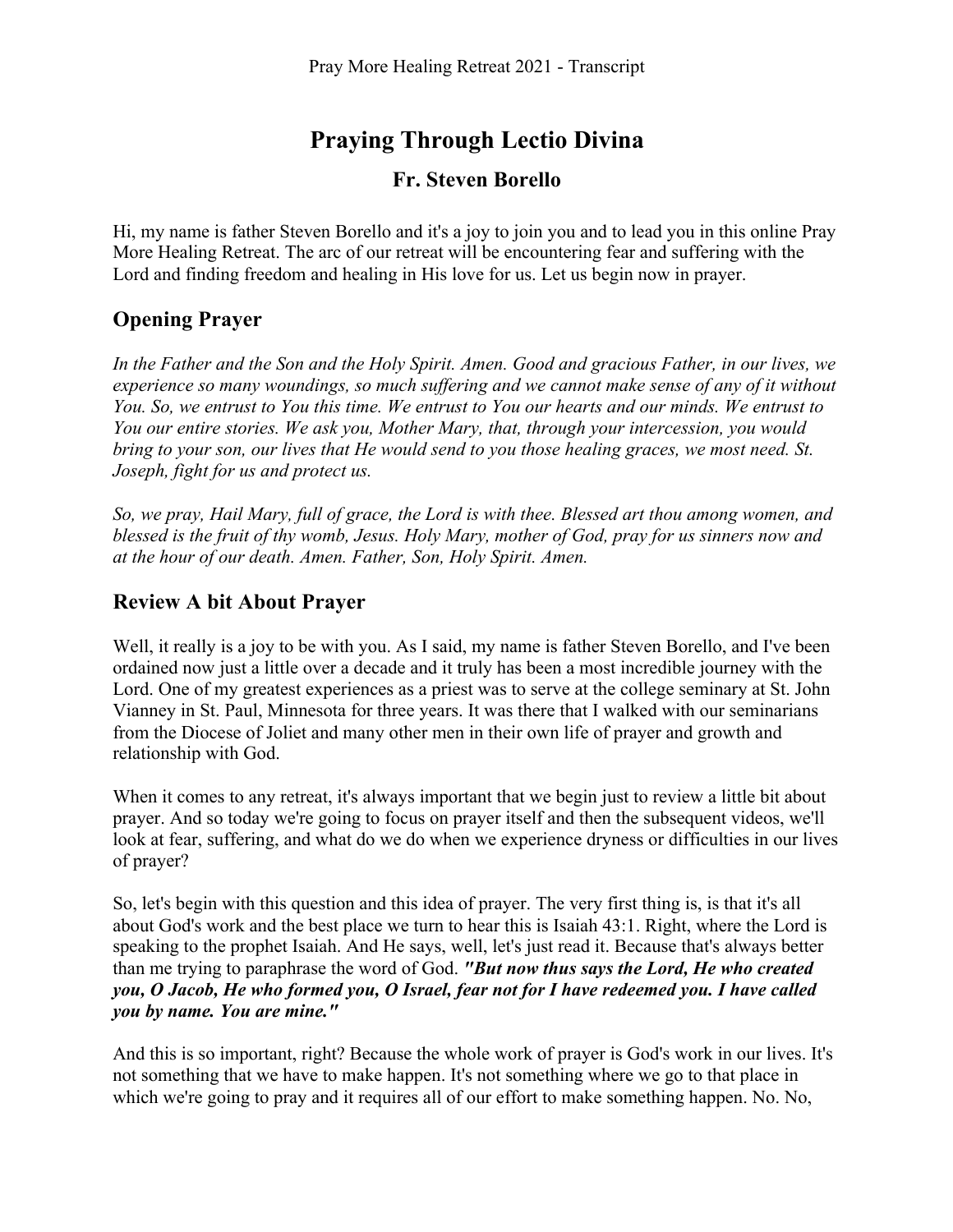# Praying Through Lectio Divina

## Fr. Steven Borello

Hi, my name is father Steven Borello and it's a joy to join you and to lead you in this online Pray More Healing Retreat. The arc of our retreat will be encountering fear and suffering with the Lord and finding freedom and healing in His love for us. Let us begin now in prayer.

## Opening Prayer

*In the Father and the Son and the Holy Spirit. Amen. Good and gracious Father, in our lives, we experience so many woundings, so much suffering and we cannot make sense of any of it without You. So, we entrust to You this time. We entrust to You our hearts and our minds. We entrust to You our entire stories. We ask you, Mother Mary, that, through your intercession, you would bring to your son, our lives that He would send to you those healing graces, we most need. St. Joseph, fight for us and protect us.*

*So, we pray, Hail Mary, full of grace, the Lord is with thee. Blessed art thou among women, and blessed is the fruit of thy womb, Jesus. Holy Mary, mother of God, pray for us sinners now and at the hour of our death. Amen. Father, Son, Holy Spirit. Amen.*

## Review A bit About Prayer

Well, it really is a joy to be with you. As I said, my name is father Steven Borello, and I've been ordained now just a little over a decade and it truly has been a most incredible journey with the Lord. One of my greatest experiences as a priest was to serve at the college seminary at St. John Vianney in St. Paul, Minnesota for three years. It was there that I walked with our seminarians from the Diocese of Joliet and many other men in their own life of prayer and growth and relationship with God.

When it comes to any retreat, it's always important that we begin just to review a little bit about prayer. And so today we're going to focus on prayer itself and then the subsequent videos, we'll look at fear, suffering, and what do we do when we experience dryness or difficulties in our lives of prayer?

So, let's begin with this question and this idea of prayer. The very first thing is, is that it's all about God's work and the best place we turn to hear this is Isaiah 43:1. Right, where the Lord is speaking to the prophet Isaiah. And He says, well, let's just read it. Because that's always better than me trying to paraphrase the word of God. ***"But now thus says the Lord, He who created you, O Jacob, He who formed you, O Israel, fear not for I have redeemed you. I have called you by name. You are mine."***

And this is so important, right? Because the whole work of prayer is God's work in our lives. It's not something that we have to make happen. It's not something where we go to that place in which we're going to pray and it requires all of our effort to make something happen. No. No,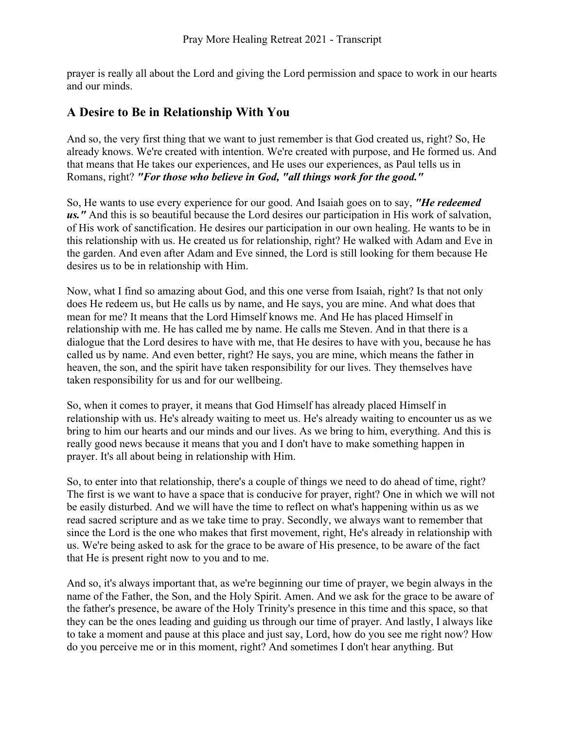prayer is really all about the Lord and giving the Lord permission and space to work in our hearts and our minds.

## A Desire to Be in Relationship With You

And so, the very first thing that we want to just remember is that God created us, right? So, He already knows. We're created with intention. We're created with purpose, and He formed us. And that means that He takes our experiences, and He uses our experiences, as Paul tells us in Romans, right? ***"For those who believe in God, "all things work for the good."***

So, He wants to use every experience for our good. And Isaiah goes on to say, ***"He redeemed us."*** And this is so beautiful because the Lord desires our participation in His work of salvation, of His work of sanctification. He desires our participation in our own healing. He wants to be in this relationship with us. He created us for relationship, right? He walked with Adam and Eve in the garden. And even after Adam and Eve sinned, the Lord is still looking for them because He desires us to be in relationship with Him.

Now, what I find so amazing about God, and this one verse from Isaiah, right? Is that not only does He redeem us, but He calls us by name, and He says, you are mine. And what does that mean for me? It means that the Lord Himself knows me. And He has placed Himself in relationship with me. He has called me by name. He calls me Steven. And in that there is a dialogue that the Lord desires to have with me, that He desires to have with you, because he has called us by name. And even better, right? He says, you are mine, which means the father in heaven, the son, and the spirit have taken responsibility for our lives. They themselves have taken responsibility for us and for our wellbeing.

So, when it comes to prayer, it means that God Himself has already placed Himself in relationship with us. He's already waiting to meet us. He's already waiting to encounter us as we bring to him our hearts and our minds and our lives. As we bring to him, everything. And this is really good news because it means that you and I don't have to make something happen in prayer. It's all about being in relationship with Him.

So, to enter into that relationship, there's a couple of things we need to do ahead of time, right? The first is we want to have a space that is conducive for prayer, right? One in which we will not be easily disturbed. And we will have the time to reflect on what's happening within us as we read sacred scripture and as we take time to pray. Secondly, we always want to remember that since the Lord is the one who makes that first movement, right, He's already in relationship with us. We're being asked to ask for the grace to be aware of His presence, to be aware of the fact that He is present right now to you and to me.

And so, it's always important that, as we're beginning our time of prayer, we begin always in the name of the Father, the Son, and the Holy Spirit. Amen. And we ask for the grace to be aware of the father's presence, be aware of the Holy Trinity's presence in this time and this space, so that they can be the ones leading and guiding us through our time of prayer. And lastly, I always like to take a moment and pause at this place and just say, Lord, how do you see me right now? How do you perceive me or in this moment, right? And sometimes I don't hear anything. But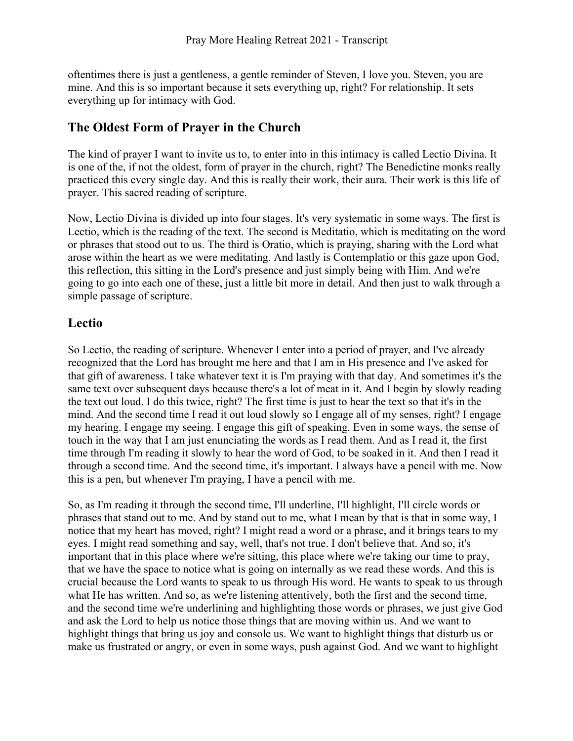oftentimes there is just a gentleness, a gentle reminder of Steven, I love you. Steven, you are mine. And this is so important because it sets everything up, right? For relationship. It sets everything up for intimacy with God.

## The Oldest Form of Prayer in the Church

The kind of prayer I want to invite us to, to enter into in this intimacy is called Lectio Divina. It is one of the, if not the oldest, form of prayer in the church, right? The Benedictine monks really practiced this every single day. And this is really their work, their aura. Their work is this life of prayer. This sacred reading of scripture.

Now, Lectio Divina is divided up into four stages. It's very systematic in some ways. The first is Lectio, which is the reading of the text. The second is Meditatio, which is meditating on the word or phrases that stood out to us. The third is Oratio, which is praying, sharing with the Lord what arose within the heart as we were meditating. And lastly is Contemplatio or this gaze upon God, this reflection, this sitting in the Lord's presence and just simply being with Him. And we're going to go into each one of these, just a little bit more in detail. And then just to walk through a simple passage of scripture.

## Lectio

So Lectio, the reading of scripture. Whenever I enter into a period of prayer, and I've already recognized that the Lord has brought me here and that I am in His presence and I've asked for that gift of awareness. I take whatever text it is I'm praying with that day. And sometimes it's the same text over subsequent days because there's a lot of meat in it. And I begin by slowly reading the text out loud. I do this twice, right? The first time is just to hear the text so that it's in the mind. And the second time I read it out loud slowly so I engage all of my senses, right? I engage my hearing. I engage my seeing. I engage this gift of speaking. Even in some ways, the sense of touch in the way that I am just enunciating the words as I read them. And as I read it, the first time through I'm reading it slowly to hear the word of God, to be soaked in it. And then I read it through a second time. And the second time, it's important. I always have a pencil with me. Now this is a pen, but whenever I'm praying, I have a pencil with me.

So, as I'm reading it through the second time, I'll underline, I'll highlight, I'll circle words or phrases that stand out to me. And by stand out to me, what I mean by that is that in some way, I notice that my heart has moved, right? I might read a word or a phrase, and it brings tears to my eyes. I might read something and say, well, that's not true. I don't believe that. And so, it's important that in this place where we're sitting, this place where we're taking our time to pray, that we have the space to notice what is going on internally as we read these words. And this is crucial because the Lord wants to speak to us through His word. He wants to speak to us through what He has written. And so, as we're listening attentively, both the first and the second time, and the second time we're underlining and highlighting those words or phrases, we just give God and ask the Lord to help us notice those things that are moving within us. And we want to highlight things that bring us joy and console us. We want to highlight things that disturb us or make us frustrated or angry, or even in some ways, push against God. And we want to highlight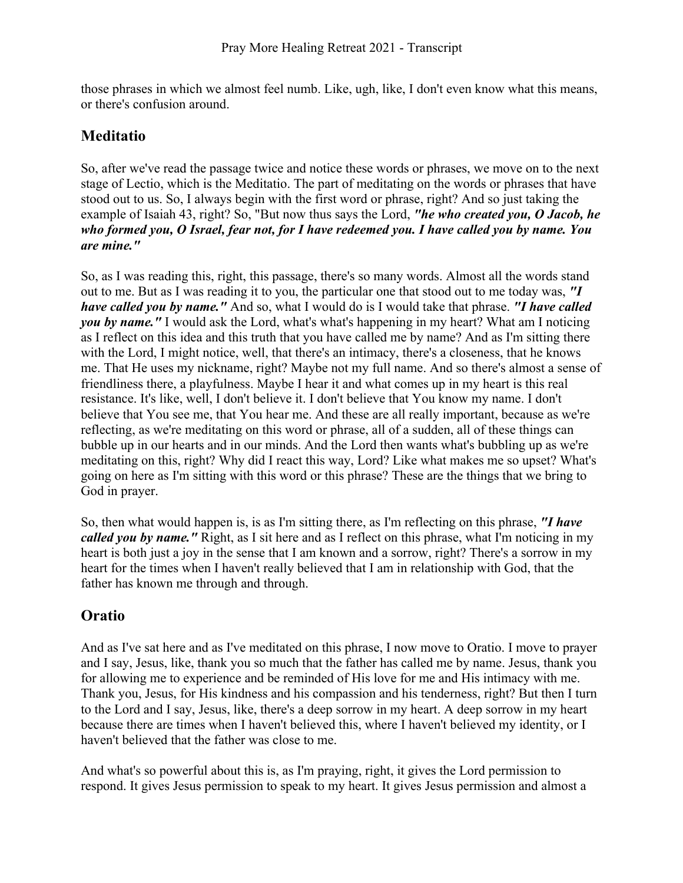those phrases in which we almost feel numb. Like, ugh, like, I don't even know what this means, or there's confusion around.

## Meditatio

So, after we've read the passage twice and notice these words or phrases, we move on to the next stage of Lectio, which is the Meditatio. The part of meditating on the words or phrases that have stood out to us. So, I always begin with the first word or phrase, right? And so just taking the example of Isaiah 43, right? So, "But now thus says the Lord, ***"he who created you, O Jacob, he who formed you, O Israel, fear not, for I have redeemed you. I have called you by name. You are mine."***

So, as I was reading this, right, this passage, there's so many words. Almost all the words stand out to me. But as I was reading it to you, the particular one that stood out to me today was, ***"I have called you by name."*** And so, what I would do is I would take that phrase. ***"I have called you by name."*** I would ask the Lord, what's what's happening in my heart? What am I noticing as I reflect on this idea and this truth that you have called me by name? And as I'm sitting there with the Lord, I might notice, well, that there's an intimacy, there's a closeness, that he knows me. That He uses my nickname, right? Maybe not my full name. And so there's almost a sense of friendliness there, a playfulness. Maybe I hear it and what comes up in my heart is this real resistance. It's like, well, I don't believe it. I don't believe that You know my name. I don't believe that You see me, that You hear me. And these are all really important, because as we're reflecting, as we're meditating on this word or phrase, all of a sudden, all of these things can bubble up in our hearts and in our minds. And the Lord then wants what's bubbling up as we're meditating on this, right? Why did I react this way, Lord? Like what makes me so upset? What's going on here as I'm sitting with this word or this phrase? These are the things that we bring to God in prayer.

So, then what would happen is, is as I'm sitting there, as I'm reflecting on this phrase, ***"I have called you by name."*** Right, as I sit here and as I reflect on this phrase, what I'm noticing in my heart is both just a joy in the sense that I am known and a sorrow, right? There's a sorrow in my heart for the times when I haven't really believed that I am in relationship with God, that the father has known me through and through.

## Oratio

And as I've sat here and as I've meditated on this phrase, I now move to Oratio. I move to prayer and I say, Jesus, like, thank you so much that the father has called me by name. Jesus, thank you for allowing me to experience and be reminded of His love for me and His intimacy with me. Thank you, Jesus, for His kindness and his compassion and his tenderness, right? But then I turn to the Lord and I say, Jesus, like, there's a deep sorrow in my heart. A deep sorrow in my heart because there are times when I haven't believed this, where I haven't believed my identity, or I haven't believed that the father was close to me.

And what's so powerful about this is, as I'm praying, right, it gives the Lord permission to respond. It gives Jesus permission to speak to my heart. It gives Jesus permission and almost a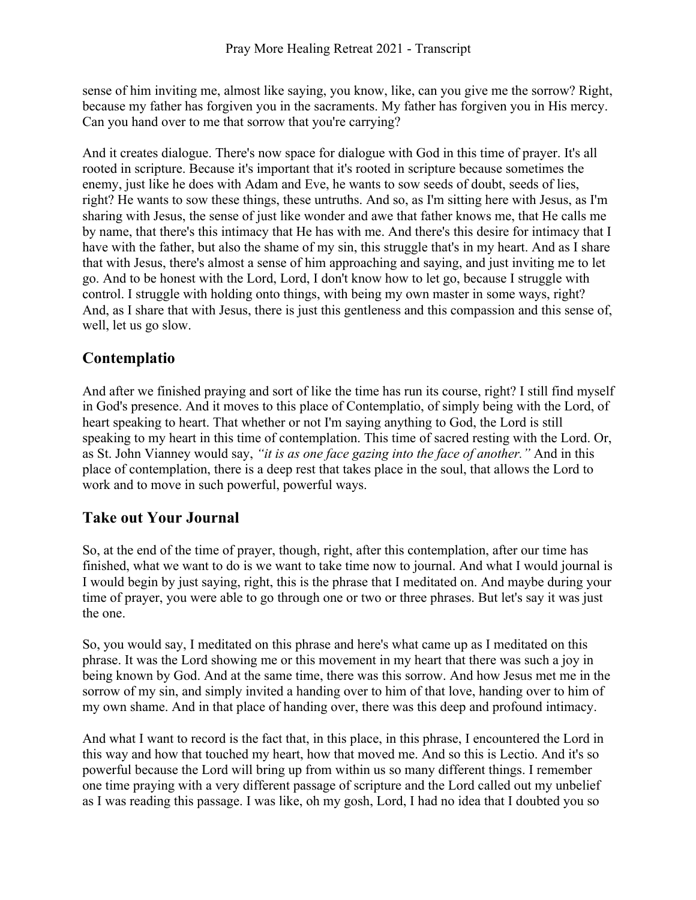sense of him inviting me, almost like saying, you know, like, can you give me the sorrow? Right, because my father has forgiven you in the sacraments. My father has forgiven you in His mercy. Can you hand over to me that sorrow that you're carrying?

And it creates dialogue. There's now space for dialogue with God in this time of prayer. It's all rooted in scripture. Because it's important that it's rooted in scripture because sometimes the enemy, just like he does with Adam and Eve, he wants to sow seeds of doubt, seeds of lies, right? He wants to sow these things, these untruths. And so, as I'm sitting here with Jesus, as I'm sharing with Jesus, the sense of just like wonder and awe that father knows me, that He calls me by name, that there's this intimacy that He has with me. And there's this desire for intimacy that I have with the father, but also the shame of my sin, this struggle that's in my heart. And as I share that with Jesus, there's almost a sense of him approaching and saying, and just inviting me to let go. And to be honest with the Lord, Lord, I don't know how to let go, because I struggle with control. I struggle with holding onto things, with being my own master in some ways, right? And, as I share that with Jesus, there is just this gentleness and this compassion and this sense of, well, let us go slow.

## Contemplatio

And after we finished praying and sort of like the time has run its course, right? I still find myself in God's presence. And it moves to this place of Contemplatio, of simply being with the Lord, of heart speaking to heart. That whether or not I'm saying anything to God, the Lord is still speaking to my heart in this time of contemplation. This time of sacred resting with the Lord. Or, as St. John Vianney would say, *"it is as one face gazing into the face of another."* And in this place of contemplation, there is a deep rest that takes place in the soul, that allows the Lord to work and to move in such powerful, powerful ways.

## Take out Your Journal

So, at the end of the time of prayer, though, right, after this contemplation, after our time has finished, what we want to do is we want to take time now to journal. And what I would journal is I would begin by just saying, right, this is the phrase that I meditated on. And maybe during your time of prayer, you were able to go through one or two or three phrases. But let's say it was just the one.

So, you would say, I meditated on this phrase and here's what came up as I meditated on this phrase. It was the Lord showing me or this movement in my heart that there was such a joy in being known by God. And at the same time, there was this sorrow. And how Jesus met me in the sorrow of my sin, and simply invited a handing over to him of that love, handing over to him of my own shame. And in that place of handing over, there was this deep and profound intimacy.

And what I want to record is the fact that, in this place, in this phrase, I encountered the Lord in this way and how that touched my heart, how that moved me. And so this is Lectio. And it's so powerful because the Lord will bring up from within us so many different things. I remember one time praying with a very different passage of scripture and the Lord called out my unbelief as I was reading this passage. I was like, oh my gosh, Lord, I had no idea that I doubted you so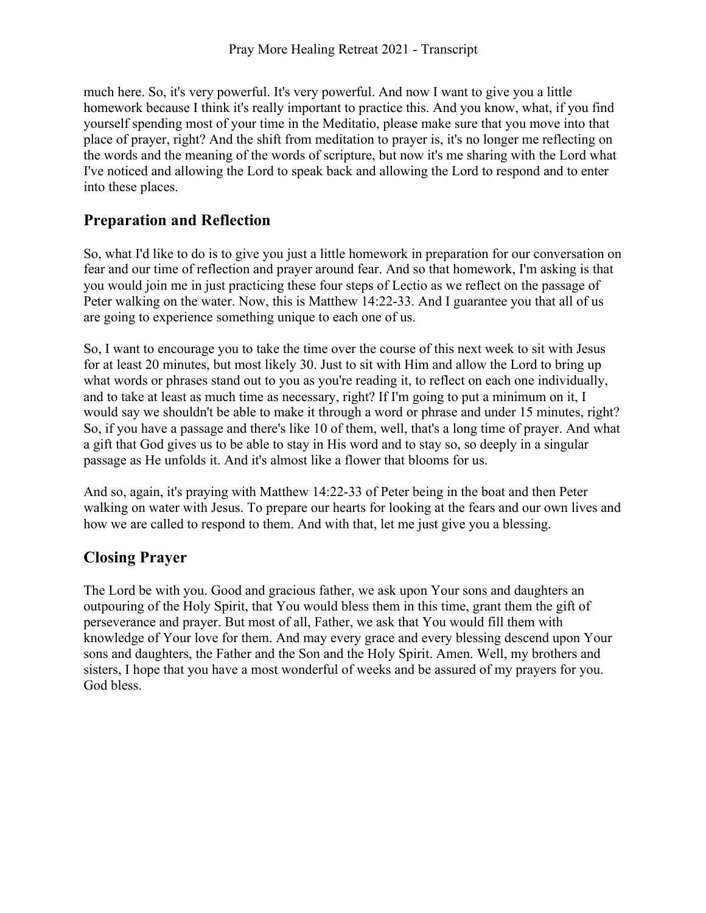much here. So, it's very powerful. It's very powerful. And now I want to give you a little homework because I think it's really important to practice this. And you know, what, if you find yourself spending most of your time in the Meditatio, please make sure that you move into that place of prayer, right? And the shift from meditation to prayer is, it's no longer me reflecting on the words and the meaning of the words of scripture, but now it's me sharing with the Lord what I've noticed and allowing the Lord to speak back and allowing the Lord to respond and to enter into these places.

## Preparation and Reflection

So, what I'd like to do is to give you just a little homework in preparation for our conversation on fear and our time of reflection and prayer around fear. And so that homework, I'm asking is that you would join me in just practicing these four steps of Lectio as we reflect on the passage of Peter walking on the water. Now, this is Matthew 14:22-33. And I guarantee you that all of us are going to experience something unique to each one of us.

So, I want to encourage you to take the time over the course of this next week to sit with Jesus for at least 20 minutes, but most likely 30. Just to sit with Him and allow the Lord to bring up what words or phrases stand out to you as you're reading it, to reflect on each one individually, and to take at least as much time as necessary, right? If I'm going to put a minimum on it, I would say we shouldn't be able to make it through a word or phrase and under 15 minutes, right? So, if you have a passage and there's like 10 of them, well, that's a long time of prayer. And what a gift that God gives us to be able to stay in His word and to stay so, so deeply in a singular passage as He unfolds it. And it's almost like a flower that blooms for us.

And so, again, it's praying with Matthew 14:22-33 of Peter being in the boat and then Peter walking on water with Jesus. To prepare our hearts for looking at the fears and our own lives and how we are called to respond to them. And with that, let me just give you a blessing.

## Closing Prayer

The Lord be with you. Good and gracious father, we ask upon Your sons and daughters an outpouring of the Holy Spirit, that You would bless them in this time, grant them the gift of perseverance and prayer. But most of all, Father, we ask that You would fill them with knowledge of Your love for them. And may every grace and every blessing descend upon Your sons and daughters, the Father and the Son and the Holy Spirit. Amen. Well, my brothers and sisters, I hope that you have a most wonderful of weeks and be assured of my prayers for you. God bless.